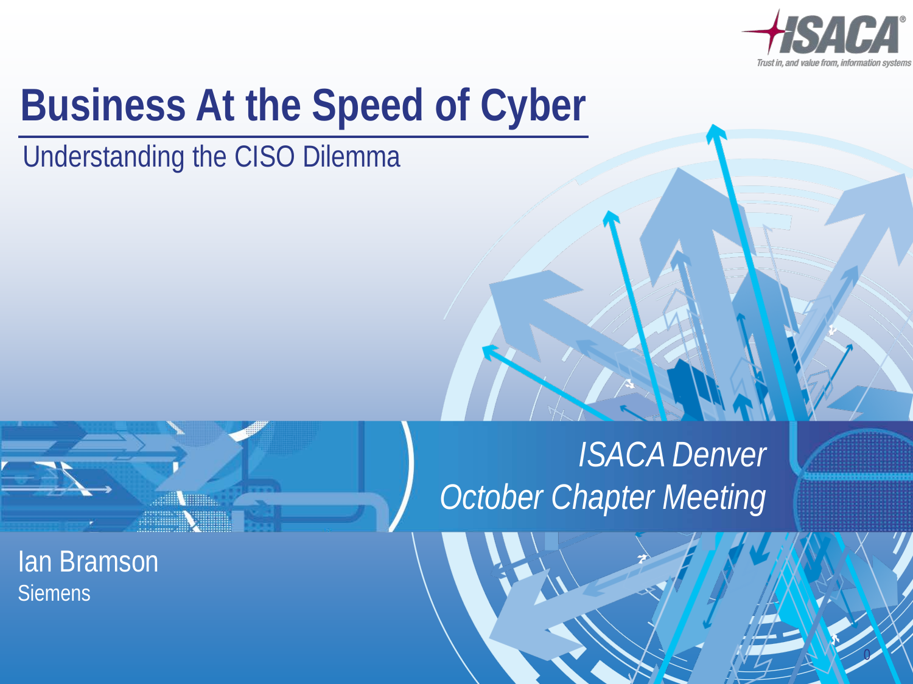# Business At the Speed of Cyber

## Understanding the CISO Dilemma

*ISACA Denver*
*October Chapter Meeting*

Ian Bramson
Siemens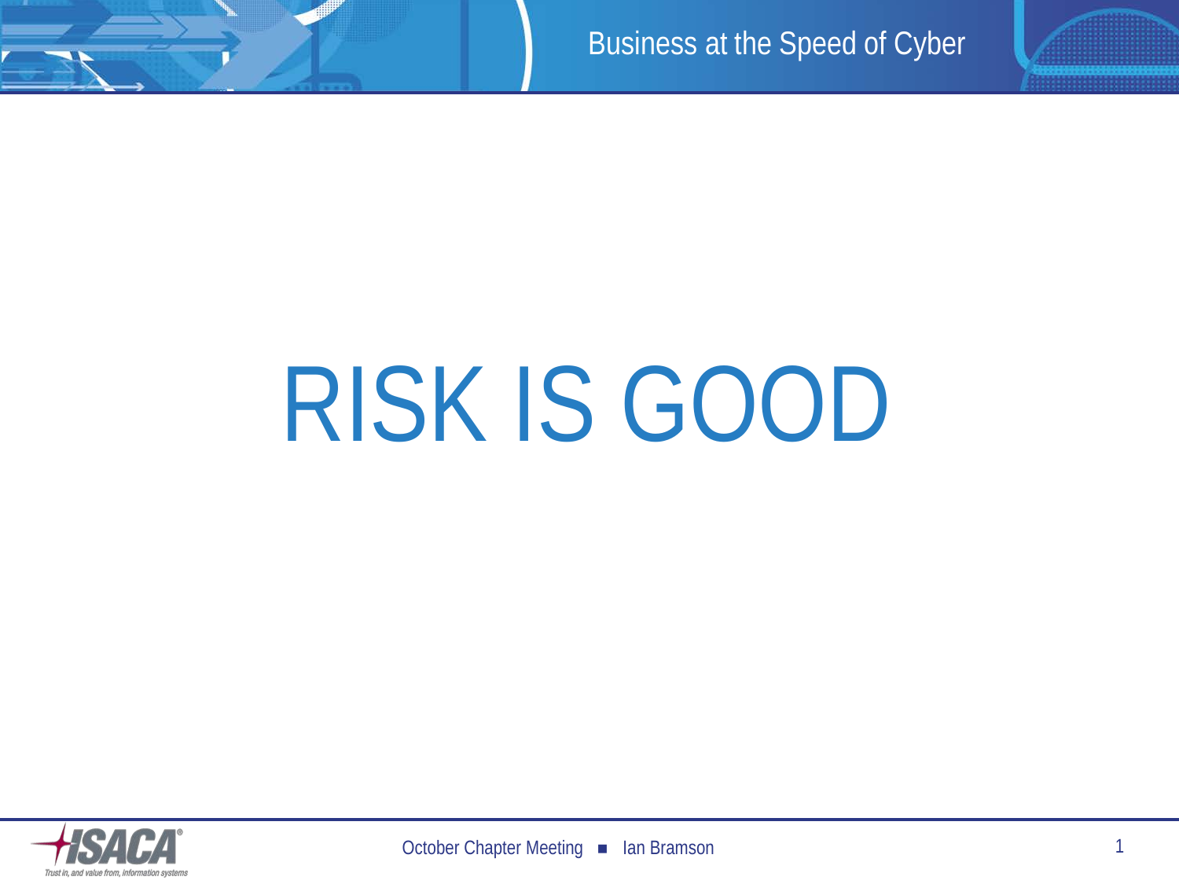# RISK IS GOOD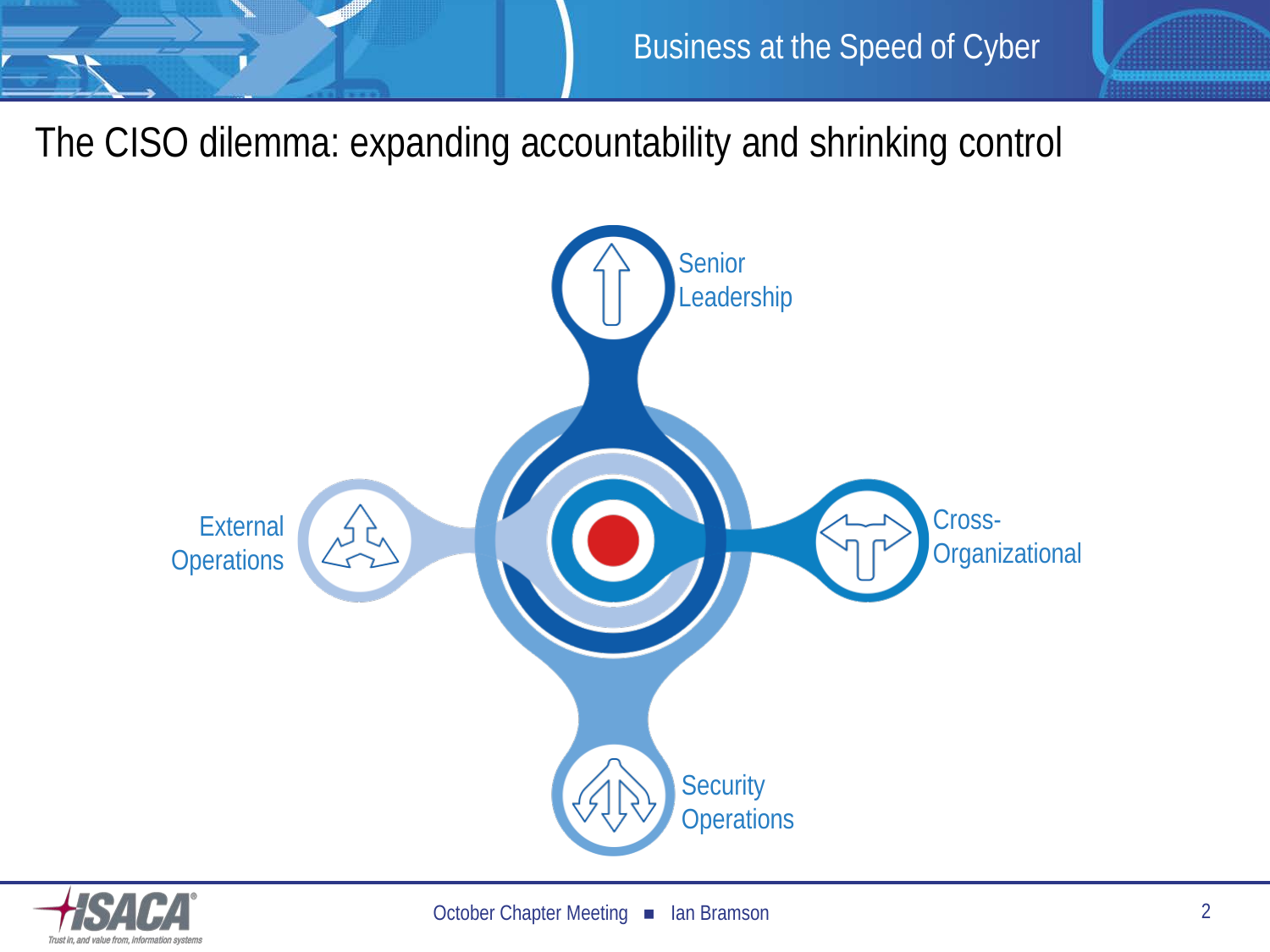# The CISO dilemma: expanding accountability and shrinking control

Senior Leadership

External Operations

Cross-Organizational

Security Operations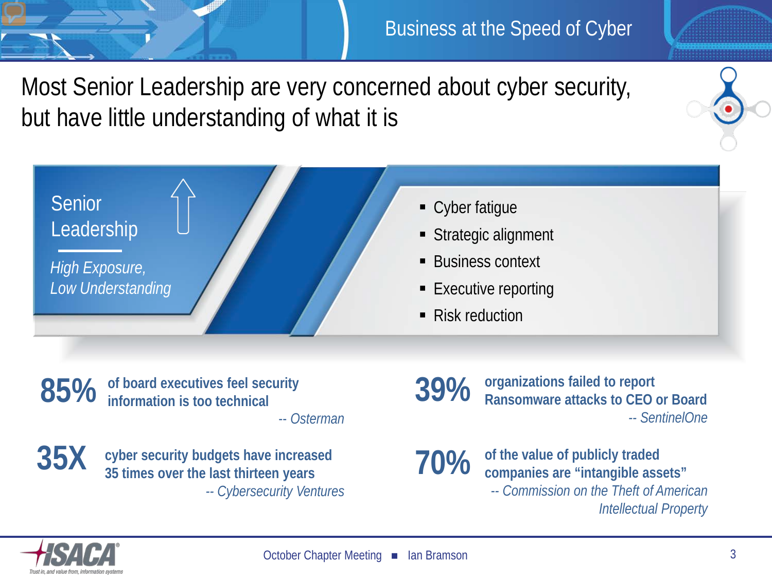# Most Senior Leadership are very concerned about cyber security, but have little understanding of what it is

**Senior Leadership**

*High Exposure, Low Understanding*

- Cyber fatigue
- Strategic alignment
- Business context
- Executive reporting
- Risk reduction

**85%** of board executives feel security information is too technical
*-- Osterman*

**39%** organizations failed to report Ransomware attacks to CEO or Board
*-- SentinelOne*

**35X** cyber security budgets have increased 35 times over the last thirteen years
*-- Cybersecurity Ventures*

**70%** of the value of publicly traded companies are "intangible assets"
*-- Commission on the Theft of American Intellectual Property*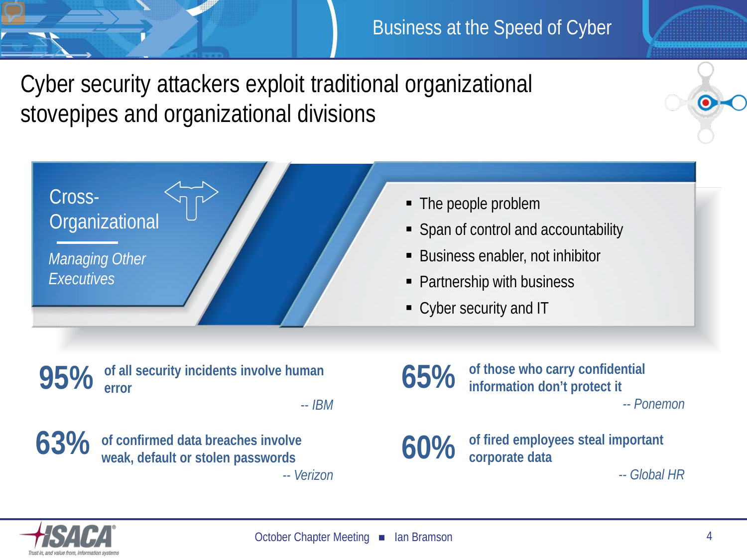# Cyber security attackers exploit traditional organizational stovepipes and organizational divisions

## Cross-Organizational

*Managing Other Executives*

- The people problem
- Span of control and accountability
- Business enabler, not inhibitor
- Partnership with business
- Cyber security and IT

**95%** **of all security incidents involve human error**

*-- IBM*

**63%** **of confirmed data breaches involve weak, default or stolen passwords**

*-- Verizon*

**65%** **of those who carry confidential information don't protect it**

*-- Ponemon*

**60%** **of fired employees steal important corporate data**

*-- Global HR*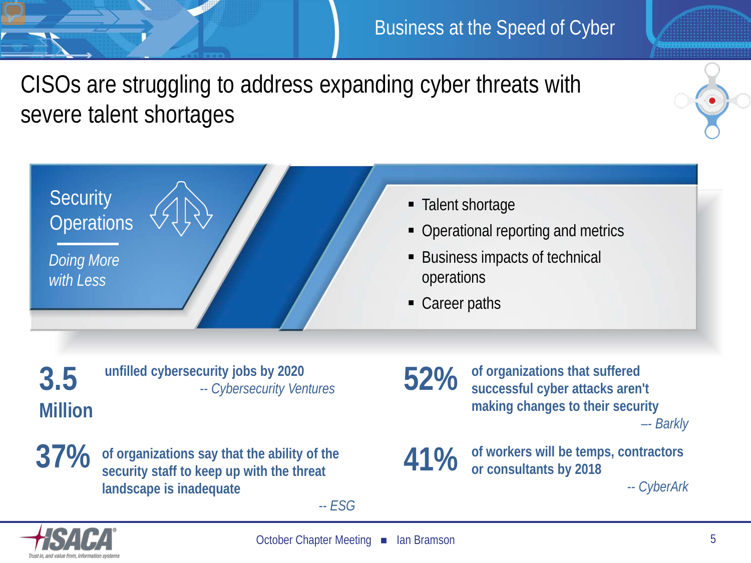# CISOs are struggling to address expanding cyber threats with severe talent shortages

## Security Operations

*Doing More with Less*

- Talent shortage
- Operational reporting and metrics
- Business impacts of technical operations
- Career paths

**3.5 Million** **unfilled cybersecurity jobs by 2020**
*-- Cybersecurity Ventures*

**52%** **of organizations that suffered successful cyber attacks aren't making changes to their security**
*–- Barkly*

**37%** **of organizations say that the ability of the security staff to keep up with the threat landscape is inadequate**
*-- ESG*

**41%** **of workers will be temps, contractors or consultants by 2018**
*-- CyberArk*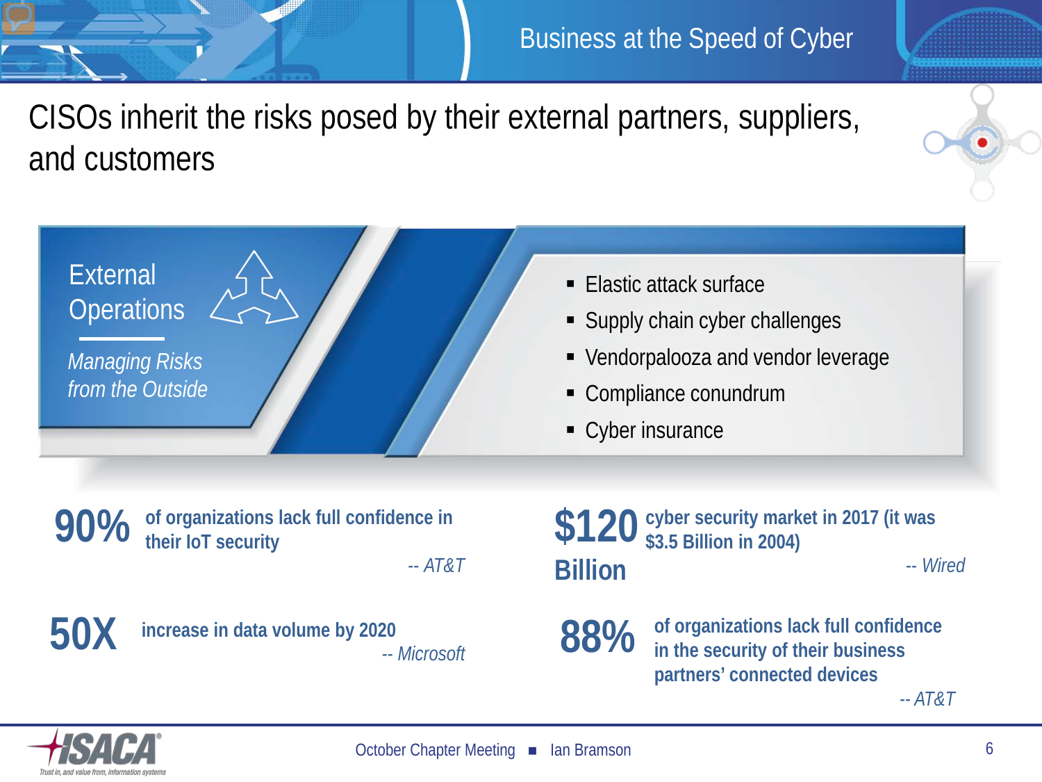# CISOs inherit the risks posed by their external partners, suppliers, and customers

## External Operations

*Managing Risks from the Outside*

- Elastic attack surface
- Supply chain cyber challenges
- Vendorpalooza and vendor leverage
- Compliance conundrum
- Cyber insurance

**90%** of organizations lack full confidence in their IoT security

*-- AT&T*

**$120 Billion** cyber security market in 2017 (it was $3.5 Billion in 2004)

*-- Wired*

**50X** increase in data volume by 2020

*-- Microsoft*

**88%** of organizations lack full confidence in the security of their business partners' connected devices

*-- AT&T*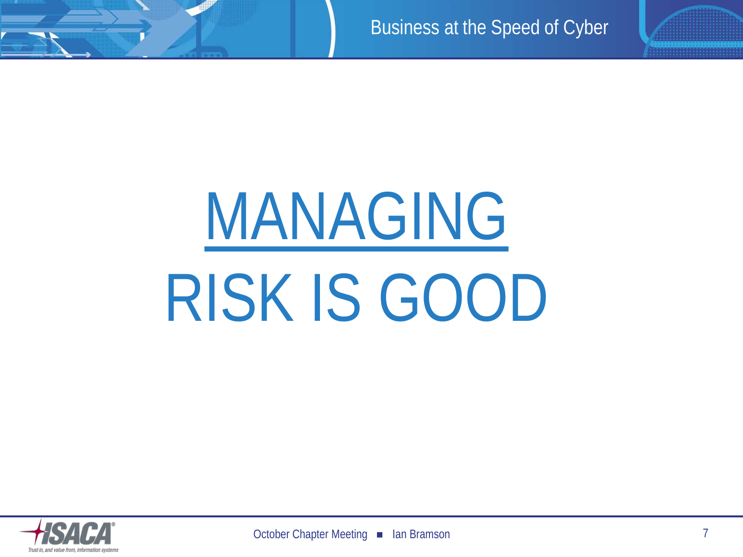# <u>MANAGING</u>

# RISK IS GOOD